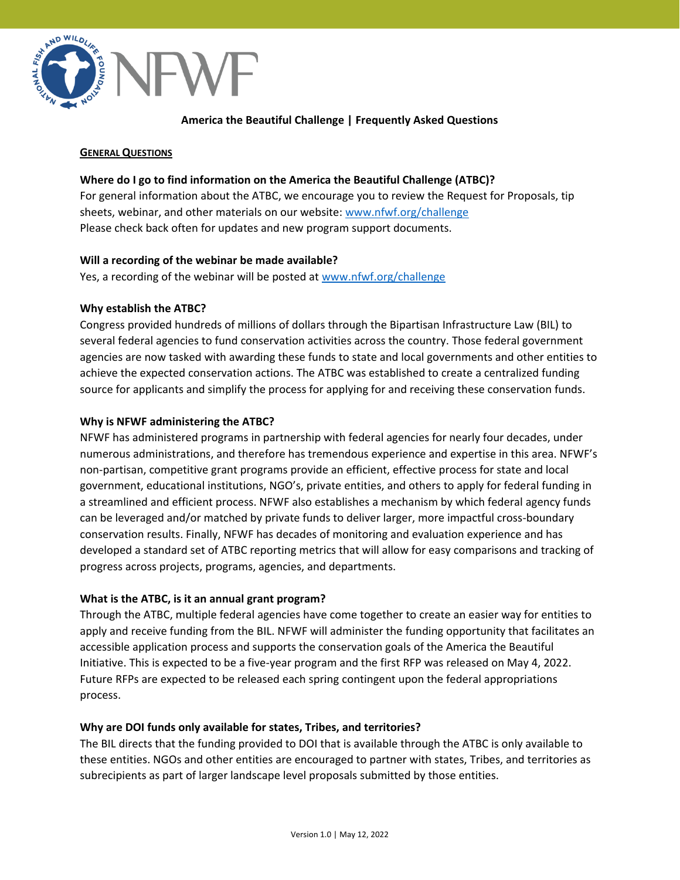# America the Beautiful Challenge | Frequently Asked Questions

## GENERAL QUESTIONS

**Where do I go to find information on the America the Beautiful Challenge (ATBC)?**
For general information about the ATBC, we encourage you to review the Request for Proposals, tip sheets, webinar, and other materials on our website: [www.nfwf.org/challenge](www.nfwf.org/challenge)
Please check back often for updates and new program support documents.

**Will a recording of the webinar be made available?**
Yes, a recording of the webinar will be posted at [www.nfwf.org/challenge](www.nfwf.org/challenge)

**Why establish the ATBC?**
Congress provided hundreds of millions of dollars through the Bipartisan Infrastructure Law (BIL) to several federal agencies to fund conservation activities across the country. Those federal government agencies are now tasked with awarding these funds to state and local governments and other entities to achieve the expected conservation actions. The ATBC was established to create a centralized funding source for applicants and simplify the process for applying for and receiving these conservation funds.

**Why is NFWF administering the ATBC?**
NFWF has administered programs in partnership with federal agencies for nearly four decades, under numerous administrations, and therefore has tremendous experience and expertise in this area. NFWF's non-partisan, competitive grant programs provide an efficient, effective process for state and local government, educational institutions, NGO's, private entities, and others to apply for federal funding in a streamlined and efficient process. NFWF also establishes a mechanism by which federal agency funds can be leveraged and/or matched by private funds to deliver larger, more impactful cross-boundary conservation results. Finally, NFWF has decades of monitoring and evaluation experience and has developed a standard set of ATBC reporting metrics that will allow for easy comparisons and tracking of progress across projects, programs, agencies, and departments.

**What is the ATBC, is it an annual grant program?**
Through the ATBC, multiple federal agencies have come together to create an easier way for entities to apply and receive funding from the BIL. NFWF will administer the funding opportunity that facilitates an accessible application process and supports the conservation goals of the America the Beautiful Initiative. This is expected to be a five-year program and the first RFP was released on May 4, 2022. Future RFPs are expected to be released each spring contingent upon the federal appropriations process.

**Why are DOI funds only available for states, Tribes, and territories?**
The BIL directs that the funding provided to DOI that is available through the ATBC is only available to these entities. NGOs and other entities are encouraged to partner with states, Tribes, and territories as subrecipients as part of larger landscape level proposals submitted by those entities.

Version 1.0 | May 12, 2022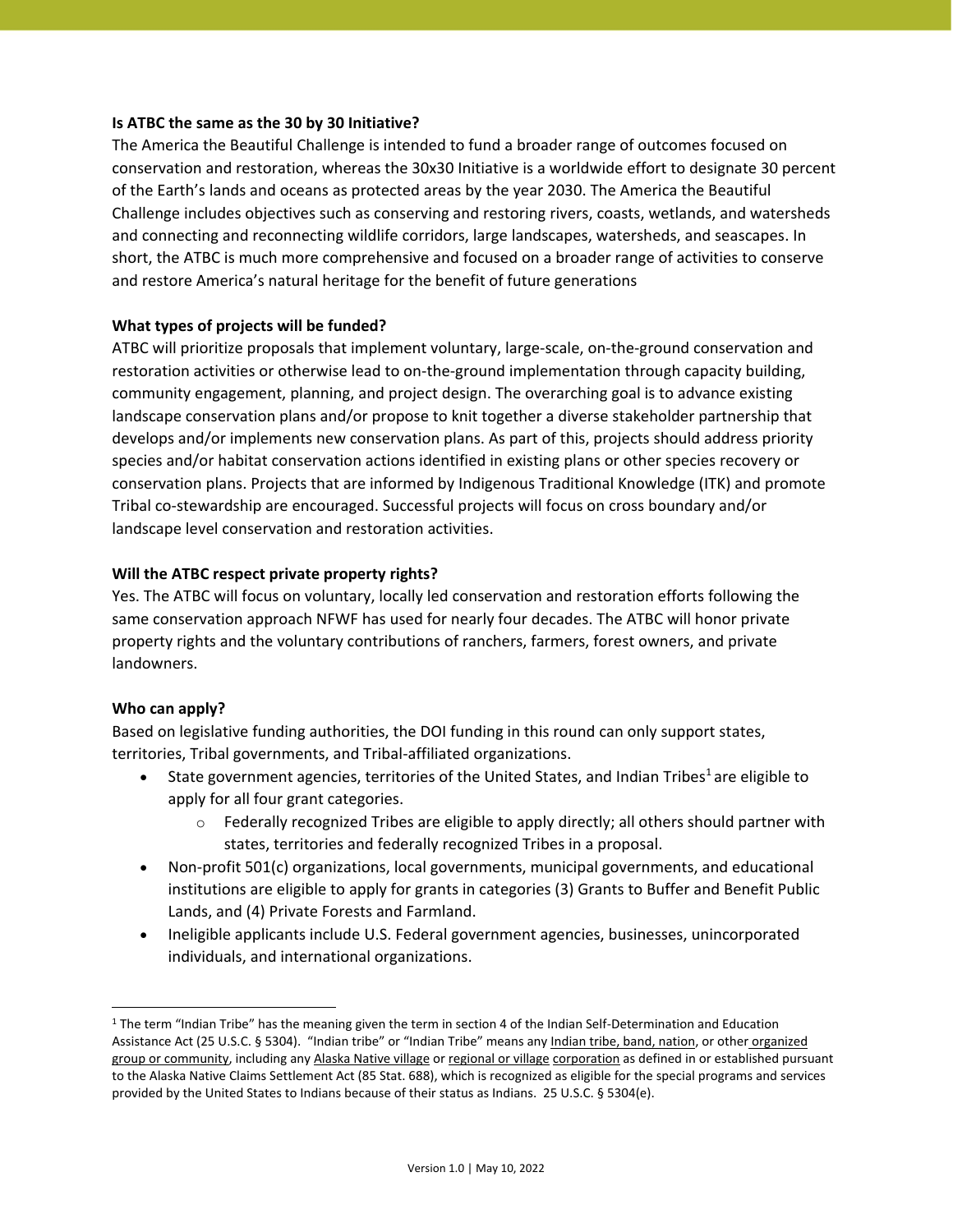**Is ATBC the same as the 30 by 30 Initiative?**

The America the Beautiful Challenge is intended to fund a broader range of outcomes focused on conservation and restoration, whereas the 30x30 Initiative is a worldwide effort to designate 30 percent of the Earth's lands and oceans as protected areas by the year 2030. The America the Beautiful Challenge includes objectives such as conserving and restoring rivers, coasts, wetlands, and watersheds and connecting and reconnecting wildlife corridors, large landscapes, watersheds, and seascapes. In short, the ATBC is much more comprehensive and focused on a broader range of activities to conserve and restore America's natural heritage for the benefit of future generations

**What types of projects will be funded?**

ATBC will prioritize proposals that implement voluntary, large-scale, on-the-ground conservation and restoration activities or otherwise lead to on-the-ground implementation through capacity building, community engagement, planning, and project design. The overarching goal is to advance existing landscape conservation plans and/or propose to knit together a diverse stakeholder partnership that develops and/or implements new conservation plans. As part of this, projects should address priority species and/or habitat conservation actions identified in existing plans or other species recovery or conservation plans. Projects that are informed by Indigenous Traditional Knowledge (ITK) and promote Tribal co-stewardship are encouraged. Successful projects will focus on cross boundary and/or landscape level conservation and restoration activities.

**Will the ATBC respect private property rights?**

Yes. The ATBC will focus on voluntary, locally led conservation and restoration efforts following the same conservation approach NFWF has used for nearly four decades. The ATBC will honor private property rights and the voluntary contributions of ranchers, farmers, forest owners, and private landowners.

**Who can apply?**

Based on legislative funding authorities, the DOI funding in this round can only support states, territories, Tribal governments, and Tribal-affiliated organizations.

- State government agencies, territories of the United States, and Indian Tribes[1] are eligible to apply for all four grant categories.
  - Federally recognized Tribes are eligible to apply directly; all others should partner with states, territories and federally recognized Tribes in a proposal.
- Non-profit 501(c) organizations, local governments, municipal governments, and educational institutions are eligible to apply for grants in categories (3) Grants to Buffer and Benefit Public Lands, and (4) Private Forests and Farmland.
- Ineligible applicants include U.S. Federal government agencies, businesses, unincorporated individuals, and international organizations.

[1] The term "Indian Tribe" has the meaning given the term in section 4 of the Indian Self-Determination and Education Assistance Act (25 U.S.C. § 5304). "Indian tribe" or "Indian Tribe" means any Indian tribe, band, nation, or other organized group or community, including any Alaska Native village or regional or village corporation as defined in or established pursuant to the Alaska Native Claims Settlement Act (85 Stat. 688), which is recognized as eligible for the special programs and services provided by the United States to Indians because of their status as Indians. 25 U.S.C. § 5304(e).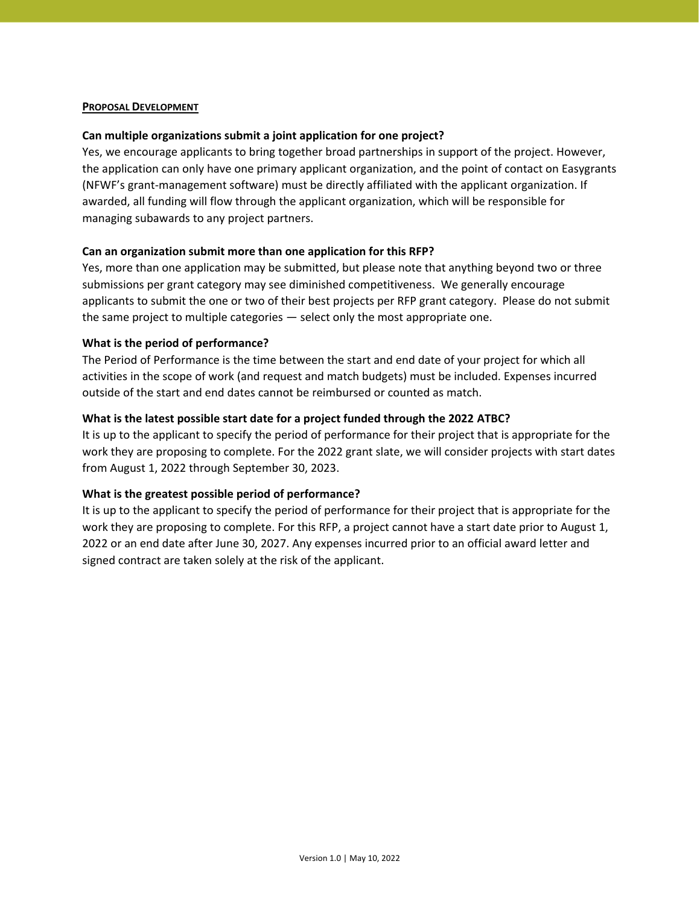## PROPOSAL DEVELOPMENT

**Can multiple organizations submit a joint application for one project?**

Yes, we encourage applicants to bring together broad partnerships in support of the project. However, the application can only have one primary applicant organization, and the point of contact on Easygrants (NFWF's grant-management software) must be directly affiliated with the applicant organization. If awarded, all funding will flow through the applicant organization, which will be responsible for managing subawards to any project partners.

**Can an organization submit more than one application for this RFP?**

Yes, more than one application may be submitted, but please note that anything beyond two or three submissions per grant category may see diminished competitiveness. We generally encourage applicants to submit the one or two of their best projects per RFP grant category. Please do not submit the same project to multiple categories — select only the most appropriate one.

**What is the period of performance?**

The Period of Performance is the time between the start and end date of your project for which all activities in the scope of work (and request and match budgets) must be included. Expenses incurred outside of the start and end dates cannot be reimbursed or counted as match.

**What is the latest possible start date for a project funded through the 2022 ATBC?**

It is up to the applicant to specify the period of performance for their project that is appropriate for the work they are proposing to complete. For the 2022 grant slate, we will consider projects with start dates from August 1, 2022 through September 30, 2023.

**What is the greatest possible period of performance?**

It is up to the applicant to specify the period of performance for their project that is appropriate for the work they are proposing to complete. For this RFP, a project cannot have a start date prior to August 1, 2022 or an end date after June 30, 2027. Any expenses incurred prior to an official award letter and signed contract are taken solely at the risk of the applicant.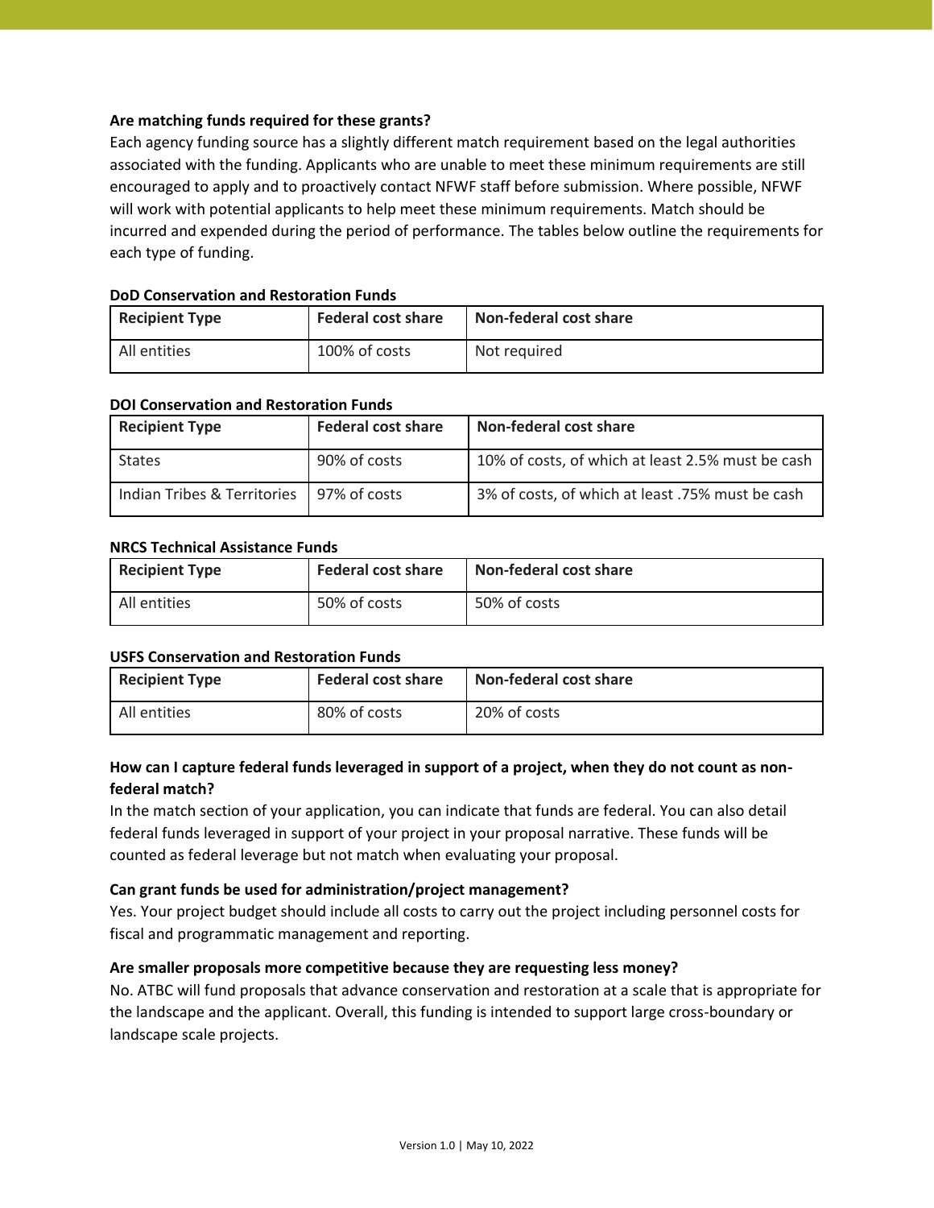**Are matching funds required for these grants?**

Each agency funding source has a slightly different match requirement based on the legal authorities associated with the funding. Applicants who are unable to meet these minimum requirements are still encouraged to apply and to proactively contact NFWF staff before submission. Where possible, NFWF will work with potential applicants to help meet these minimum requirements. Match should be incurred and expended during the period of performance. The tables below outline the requirements for each type of funding.

**DoD Conservation and Restoration Funds**

| Recipient Type | Federal cost share | Non-federal cost share |
|---|---|---|
| All entities | 100% of costs | Not required |

**DOI Conservation and Restoration Funds**

| Recipient Type | Federal cost share | Non-federal cost share |
|---|---|---|
| States | 90% of costs | 10% of costs, of which at least 2.5% must be cash |
| Indian Tribes & Territories | 97% of costs | 3% of costs, of which at least .75% must be cash |

**NRCS Technical Assistance Funds**

| Recipient Type | Federal cost share | Non-federal cost share |
|---|---|---|
| All entities | 50% of costs | 50% of costs |

**USFS Conservation and Restoration Funds**

| Recipient Type | Federal cost share | Non-federal cost share |
|---|---|---|
| All entities | 80% of costs | 20% of costs |

**How can I capture federal funds leveraged in support of a project, when they do not count as non-federal match?**

In the match section of your application, you can indicate that funds are federal. You can also detail federal funds leveraged in support of your project in your proposal narrative. These funds will be counted as federal leverage but not match when evaluating your proposal.

**Can grant funds be used for administration/project management?**

Yes. Your project budget should include all costs to carry out the project including personnel costs for fiscal and programmatic management and reporting.

**Are smaller proposals more competitive because they are requesting less money?**

No. ATBC will fund proposals that advance conservation and restoration at a scale that is appropriate for the landscape and the applicant. Overall, this funding is intended to support large cross-boundary or landscape scale projects.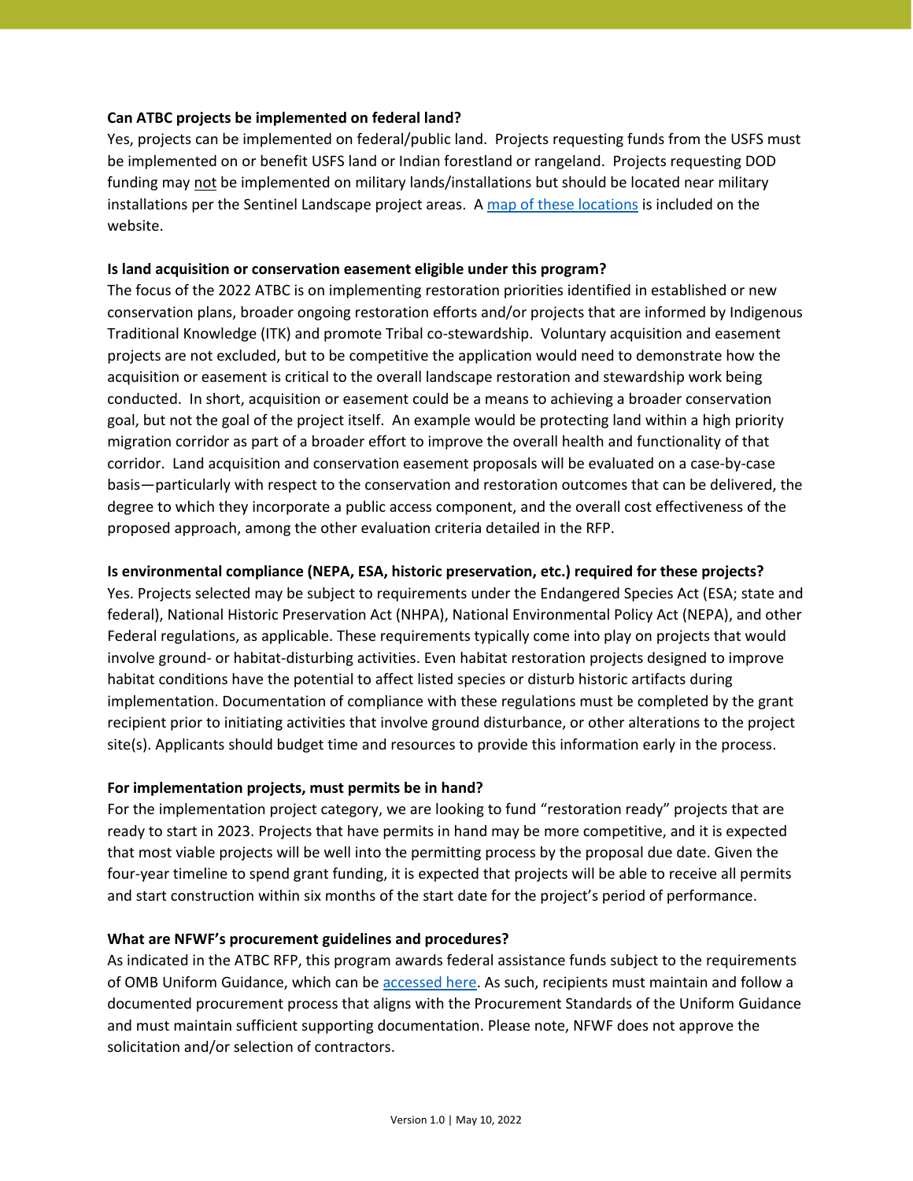**Can ATBC projects be implemented on federal land?**

Yes, projects can be implemented on federal/public land. Projects requesting funds from the USFS must be implemented on or benefit USFS land or Indian forestland or rangeland. Projects requesting DOD funding may not be implemented on military lands/installations but should be located near military installations per the Sentinel Landscape project areas. A [map of these locations] is included on the website.

**Is land acquisition or conservation easement eligible under this program?**

The focus of the 2022 ATBC is on implementing restoration priorities identified in established or new conservation plans, broader ongoing restoration efforts and/or projects that are informed by Indigenous Traditional Knowledge (ITK) and promote Tribal co-stewardship. Voluntary acquisition and easement projects are not excluded, but to be competitive the application would need to demonstrate how the acquisition or easement is critical to the overall landscape restoration and stewardship work being conducted. In short, acquisition or easement could be a means to achieving a broader conservation goal, but not the goal of the project itself. An example would be protecting land within a high priority migration corridor as part of a broader effort to improve the overall health and functionality of that corridor. Land acquisition and conservation easement proposals will be evaluated on a case-by-case basis—particularly with respect to the conservation and restoration outcomes that can be delivered, the degree to which they incorporate a public access component, and the overall cost effectiveness of the proposed approach, among the other evaluation criteria detailed in the RFP.

**Is environmental compliance (NEPA, ESA, historic preservation, etc.) required for these projects?**

Yes. Projects selected may be subject to requirements under the Endangered Species Act (ESA; state and federal), National Historic Preservation Act (NHPA), National Environmental Policy Act (NEPA), and other Federal regulations, as applicable. These requirements typically come into play on projects that would involve ground- or habitat-disturbing activities. Even habitat restoration projects designed to improve habitat conditions have the potential to affect listed species or disturb historic artifacts during implementation. Documentation of compliance with these regulations must be completed by the grant recipient prior to initiating activities that involve ground disturbance, or other alterations to the project site(s). Applicants should budget time and resources to provide this information early in the process.

**For implementation projects, must permits be in hand?**

For the implementation project category, we are looking to fund "restoration ready" projects that are ready to start in 2023. Projects that have permits in hand may be more competitive, and it is expected that most viable projects will be well into the permitting process by the proposal due date. Given the four-year timeline to spend grant funding, it is expected that projects will be able to receive all permits and start construction within six months of the start date for the project's period of performance.

**What are NFWF's procurement guidelines and procedures?**

As indicated in the ATBC RFP, this program awards federal assistance funds subject to the requirements of OMB Uniform Guidance, which can be [accessed here]. As such, recipients must maintain and follow a documented procurement process that aligns with the Procurement Standards of the Uniform Guidance and must maintain sufficient supporting documentation. Please note, NFWF does not approve the solicitation and/or selection of contractors.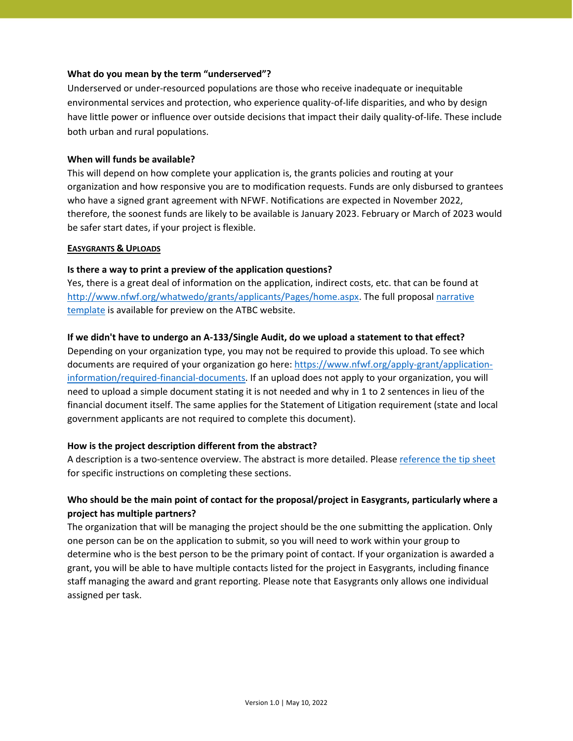**What do you mean by the term "underserved"?**

Underserved or under-resourced populations are those who receive inadequate or inequitable environmental services and protection, who experience quality-of-life disparities, and who by design have little power or influence over outside decisions that impact their daily quality-of-life. These include both urban and rural populations.

**When will funds be available?**

This will depend on how complete your application is, the grants policies and routing at your organization and how responsive you are to modification requests. Funds are only disbursed to grantees who have a signed grant agreement with NFWF. Notifications are expected in November 2022, therefore, the soonest funds are likely to be available is January 2023. February or March of 2023 would be safer start dates, if your project is flexible.

## EASYGRANTS & UPLOADS

**Is there a way to print a preview of the application questions?**

Yes, there is a great deal of information on the application, indirect costs, etc. that can be found at [http://www.nfwf.org/whatwedo/grants/applicants/Pages/home.aspx](http://www.nfwf.org/whatwedo/grants/applicants/Pages/home.aspx). The full proposal [narrative template](#) is available for preview on the ATBC website.

**If we didn't have to undergo an A-133/Single Audit, do we upload a statement to that effect?**

Depending on your organization type, you may not be required to provide this upload. To see which documents are required of your organization go here: [https://www.nfwf.org/apply-grant/application-information/required-financial-documents](https://www.nfwf.org/apply-grant/application-information/required-financial-documents). If an upload does not apply to your organization, you will need to upload a simple document stating it is not needed and why in 1 to 2 sentences in lieu of the financial document itself. The same applies for the Statement of Litigation requirement (state and local government applicants are not required to complete this document).

**How is the project description different from the abstract?**

A description is a two-sentence overview. The abstract is more detailed. Please [reference the tip sheet](#) for specific instructions on completing these sections.

**Who should be the main point of contact for the proposal/project in Easygrants, particularly where a project has multiple partners?**

The organization that will be managing the project should be the one submitting the application. Only one person can be on the application to submit, so you will need to work within your group to determine who is the best person to be the primary point of contact. If your organization is awarded a grant, you will be able to have multiple contacts listed for the project in Easygrants, including finance staff managing the award and grant reporting. Please note that Easygrants only allows one individual assigned per task.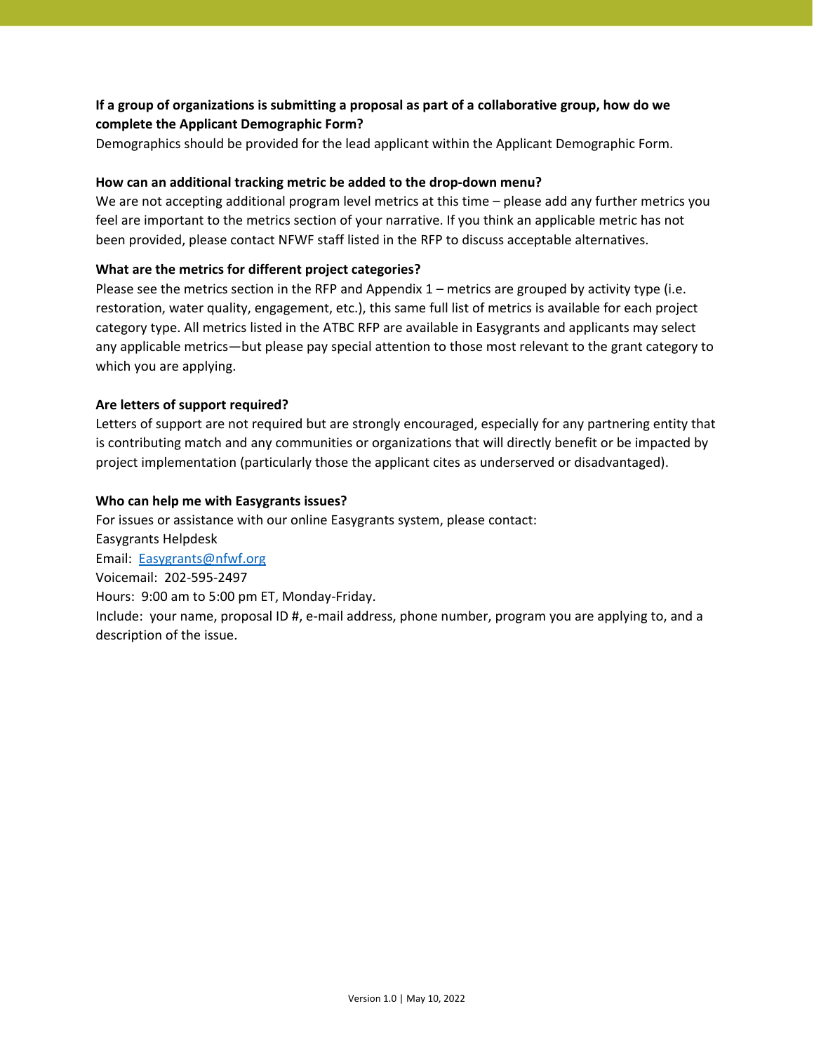**If a group of organizations is submitting a proposal as part of a collaborative group, how do we complete the Applicant Demographic Form?**

Demographics should be provided for the lead applicant within the Applicant Demographic Form.

**How can an additional tracking metric be added to the drop-down menu?**

We are not accepting additional program level metrics at this time – please add any further metrics you feel are important to the metrics section of your narrative. If you think an applicable metric has not been provided, please contact NFWF staff listed in the RFP to discuss acceptable alternatives.

**What are the metrics for different project categories?**

Please see the metrics section in the RFP and Appendix 1 – metrics are grouped by activity type (i.e. restoration, water quality, engagement, etc.), this same full list of metrics is available for each project category type. All metrics listed in the ATBC RFP are available in Easygrants and applicants may select any applicable metrics—but please pay special attention to those most relevant to the grant category to which you are applying.

**Are letters of support required?**

Letters of support are not required but are strongly encouraged, especially for any partnering entity that is contributing match and any communities or organizations that will directly benefit or be impacted by project implementation (particularly those the applicant cites as underserved or disadvantaged).

**Who can help me with Easygrants issues?**

For issues or assistance with our online Easygrants system, please contact:
Easygrants Helpdesk
Email: [Easygrants@nfwf.org](mailto:Easygrants@nfwf.org)
Voicemail: 202-595-2497
Hours: 9:00 am to 5:00 pm ET, Monday-Friday.
Include: your name, proposal ID #, e-mail address, phone number, program you are applying to, and a description of the issue.

Version 1.0 | May 10, 2022